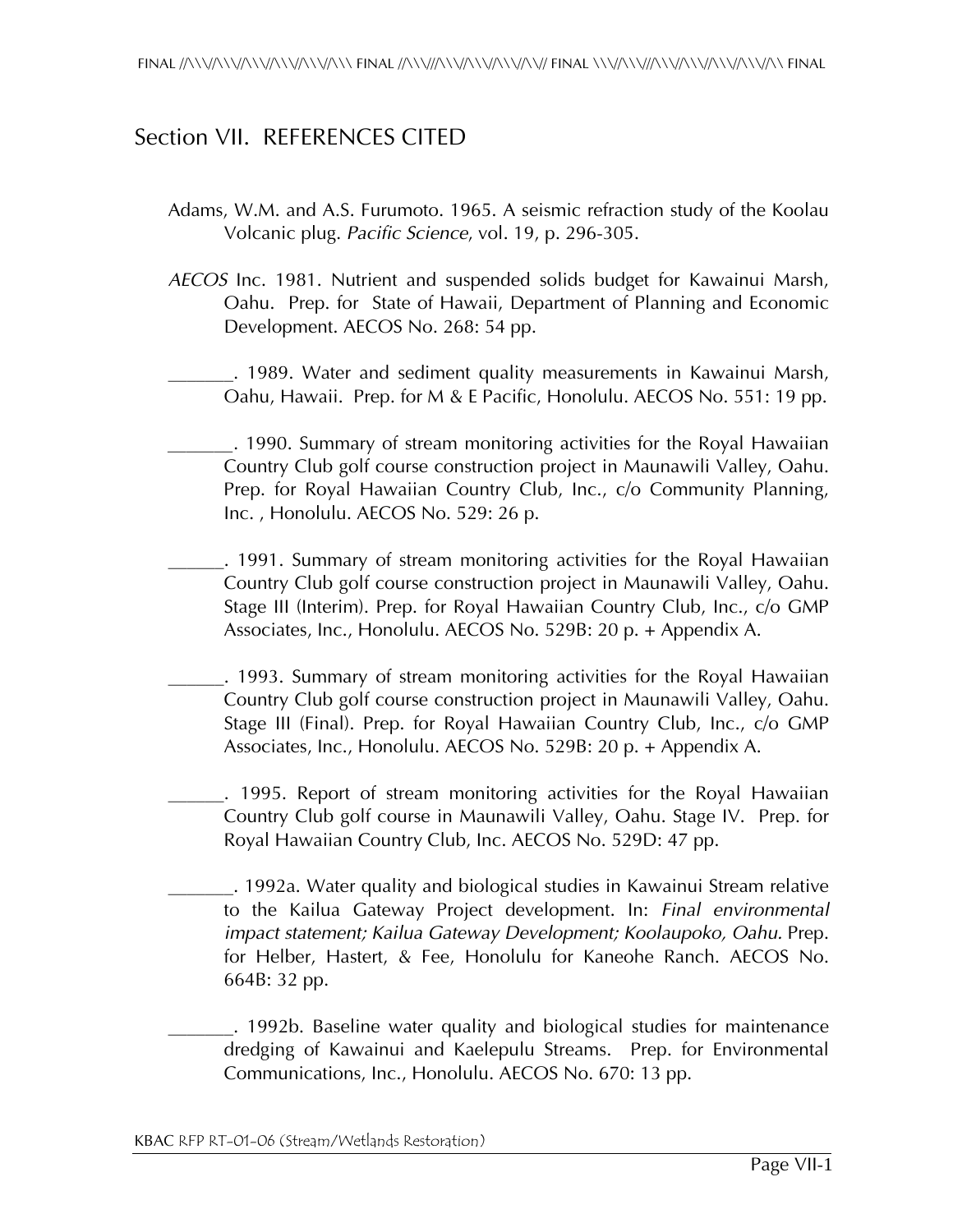# Section VII. REFERENCES CITED

Adams, W.M. and A.S. Furumoto. 1965. A seismic refraction study of the Koolau Volcanic plug. *Pacific Science*, vol. 19, p. 296-305.

*AECOS* Inc. 1981. Nutrient and suspended solids budget for Kawainui Marsh, Oahu. Prep. for State of Hawaii, Department of Planning and Economic Development. AECOS No. 268: 54 pp.

_______. 1989. Water and sediment quality measurements in Kawainui Marsh, Oahu, Hawaii. Prep. for M & E Pacific, Honolulu. AECOS No. 551: 19 pp.

_______. 1990. Summary of stream monitoring activities for the Royal Hawaiian Country Club golf course construction project in Maunawili Valley, Oahu. Prep. for Royal Hawaiian Country Club, Inc., c/o Community Planning, Inc. , Honolulu. AECOS No. 529: 26 p.

______. 1991. Summary of stream monitoring activities for the Royal Hawaiian Country Club golf course construction project in Maunawili Valley, Oahu. Stage III (Interim). Prep. for Royal Hawaiian Country Club, Inc., c/o GMP Associates, Inc., Honolulu. AECOS No. 529B: 20 p. + Appendix A.

______. 1993. Summary of stream monitoring activities for the Royal Hawaiian Country Club golf course construction project in Maunawili Valley, Oahu. Stage III (Final). Prep. for Royal Hawaiian Country Club, Inc., c/o GMP Associates, Inc., Honolulu. AECOS No. 529B: 20 p. + Appendix A.

______. 1995. Report of stream monitoring activities for the Royal Hawaiian Country Club golf course in Maunawili Valley, Oahu. Stage IV. Prep. for Royal Hawaiian Country Club, Inc. AECOS No. 529D: 47 pp.

_______. 1992a. Water quality and biological studies in Kawainui Stream relative to the Kailua Gateway Project development. In: *Final environmental impact statement; Kailua Gateway Development; Koolaupoko, Oahu.* Prep. for Helber, Hastert, & Fee, Honolulu for Kaneohe Ranch. AECOS No. 664B: 32 pp.

_______. 1992b. Baseline water quality and biological studies for maintenance dredging of Kawainui and Kaelepulu Streams. Prep. for Environmental Communications, Inc., Honolulu. AECOS No. 670: 13 pp.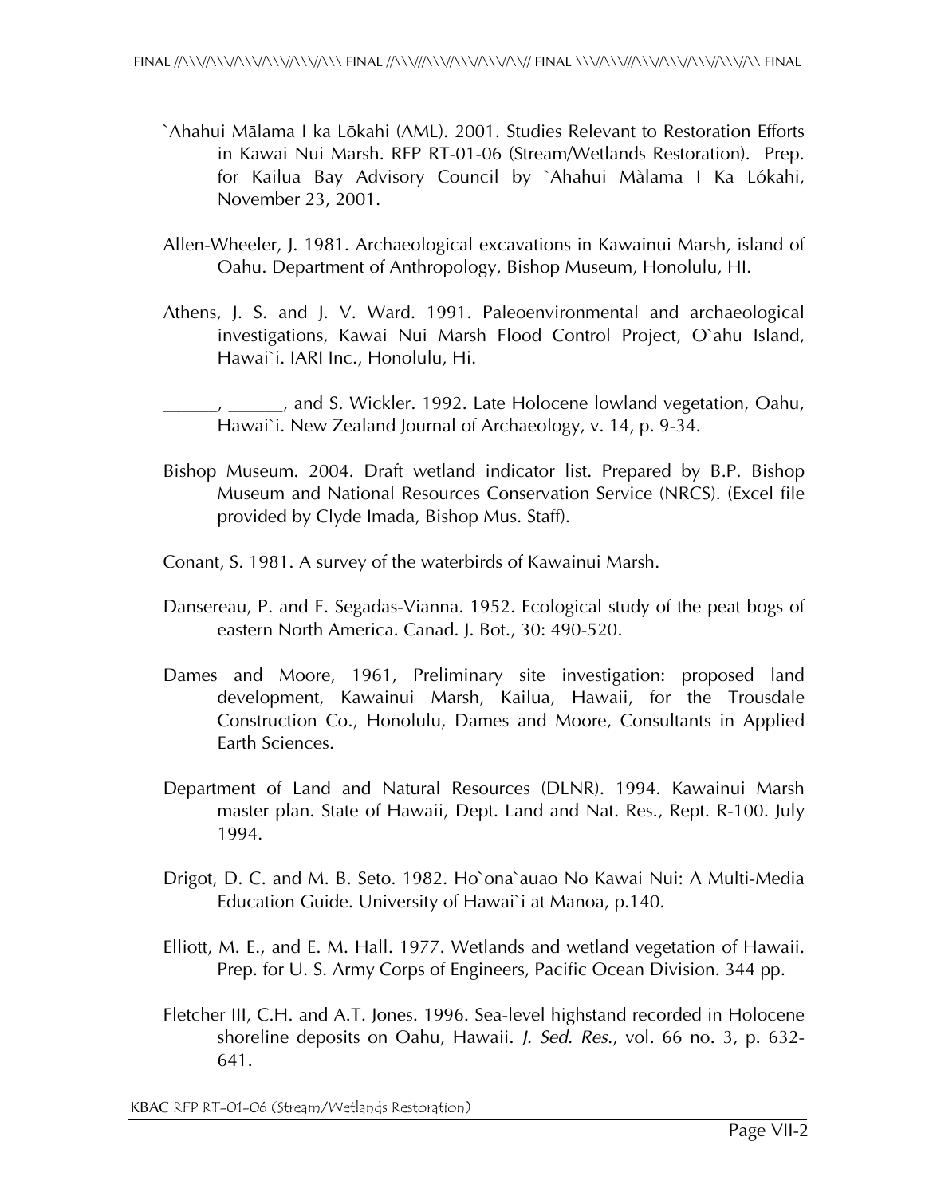`Ahahui Mālama I ka Lōkahi (AML). 2001. Studies Relevant to Restoration Efforts in Kawai Nui Marsh. RFP RT-01-06 (Stream/Wetlands Restoration). Prep. for Kailua Bay Advisory Council by `Ahahui Màlama I Ka Lókahi, November 23, 2001.

Allen-Wheeler, J. 1981. Archaeological excavations in Kawainui Marsh, island of Oahu. Department of Anthropology, Bishop Museum, Honolulu, HI.

Athens, J. S. and J. V. Ward. 1991. Paleoenvironmental and archaeological investigations, Kawai Nui Marsh Flood Control Project, O`ahu Island, Hawai`i. IARI Inc., Honolulu, Hi.

______, ______, and S. Wickler. 1992. Late Holocene lowland vegetation, Oahu, Hawai`i. New Zealand Journal of Archaeology, v. 14, p. 9-34.

Bishop Museum. 2004. Draft wetland indicator list. Prepared by B.P. Bishop Museum and National Resources Conservation Service (NRCS). (Excel file provided by Clyde Imada, Bishop Mus. Staff).

Conant, S. 1981. A survey of the waterbirds of Kawainui Marsh.

Dansereau, P. and F. Segadas-Vianna. 1952. Ecological study of the peat bogs of eastern North America. Canad. J. Bot., 30: 490-520.

Dames and Moore, 1961, Preliminary site investigation: proposed land development, Kawainui Marsh, Kailua, Hawaii, for the Trousdale Construction Co., Honolulu, Dames and Moore, Consultants in Applied Earth Sciences.

Department of Land and Natural Resources (DLNR). 1994. Kawainui Marsh master plan. State of Hawaii, Dept. Land and Nat. Res., Rept. R-100. July 1994.

Drigot, D. C. and M. B. Seto. 1982. Ho`ona`auao No Kawai Nui: A Multi-Media Education Guide. University of Hawai`i at Manoa, p.140.

Elliott, M. E., and E. M. Hall. 1977. Wetlands and wetland vegetation of Hawaii. Prep. for U. S. Army Corps of Engineers, Pacific Ocean Division. 344 pp.

Fletcher III, C.H. and A.T. Jones. 1996. Sea-level highstand recorded in Holocene shoreline deposits on Oahu, Hawaii. *J. Sed. Res.*, vol. 66 no. 3, p. 632-641.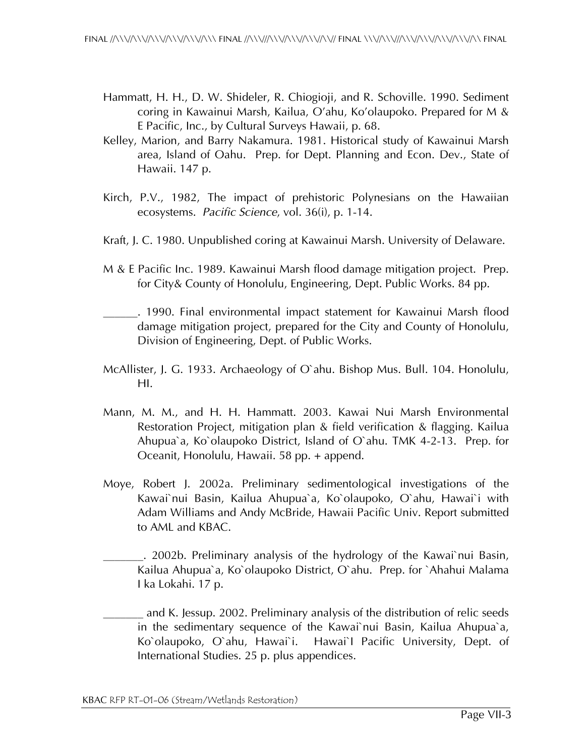Hammatt, H. H., D. W. Shideler, R. Chiogioji, and R. Schoville. 1990. Sediment coring in Kawainui Marsh, Kailua, O'ahu, Ko'olaupoko. Prepared for M & E Pacific, Inc., by Cultural Surveys Hawaii, p. 68.

Kelley, Marion, and Barry Nakamura. 1981. Historical study of Kawainui Marsh area, Island of Oahu. Prep. for Dept. Planning and Econ. Dev., State of Hawaii. 147 p.

Kirch, P.V., 1982, The impact of prehistoric Polynesians on the Hawaiian ecosystems. *Pacific Science*, vol. 36(i), p. 1-14.

Kraft, J. C. 1980. Unpublished coring at Kawainui Marsh. University of Delaware.

M & E Pacific Inc. 1989. Kawainui Marsh flood damage mitigation project. Prep. for City& County of Honolulu, Engineering, Dept. Public Works. 84 pp.

______. 1990. Final environmental impact statement for Kawainui Marsh flood damage mitigation project, prepared for the City and County of Honolulu, Division of Engineering, Dept. of Public Works.

McAllister, J. G. 1933. Archaeology of O`ahu. Bishop Mus. Bull. 104. Honolulu, HI.

Mann, M. M., and H. H. Hammatt. 2003. Kawai Nui Marsh Environmental Restoration Project, mitigation plan & field verification & flagging. Kailua Ahupua`a, Ko`olaupoko District, Island of O`ahu. TMK 4-2-13. Prep. for Oceanit, Honolulu, Hawaii. 58 pp. + append.

Moye, Robert J. 2002a. Preliminary sedimentological investigations of the Kawai`nui Basin, Kailua Ahupua`a, Ko`olaupoko, O`ahu, Hawai`i with Adam Williams and Andy McBride, Hawaii Pacific Univ. Report submitted to AML and KBAC.

_______. 2002b. Preliminary analysis of the hydrology of the Kawai`nui Basin, Kailua Ahupua`a, Ko`olaupoko District, O`ahu. Prep. for `Ahahui Malama I ka Lokahi. 17 p.

_______ and K. Jessup. 2002. Preliminary analysis of the distribution of relic seeds in the sedimentary sequence of the Kawai`nui Basin, Kailua Ahupua`a, Ko`olaupoko, O`ahu, Hawai`i. Hawai`I Pacific University, Dept. of International Studies. 25 p. plus appendices.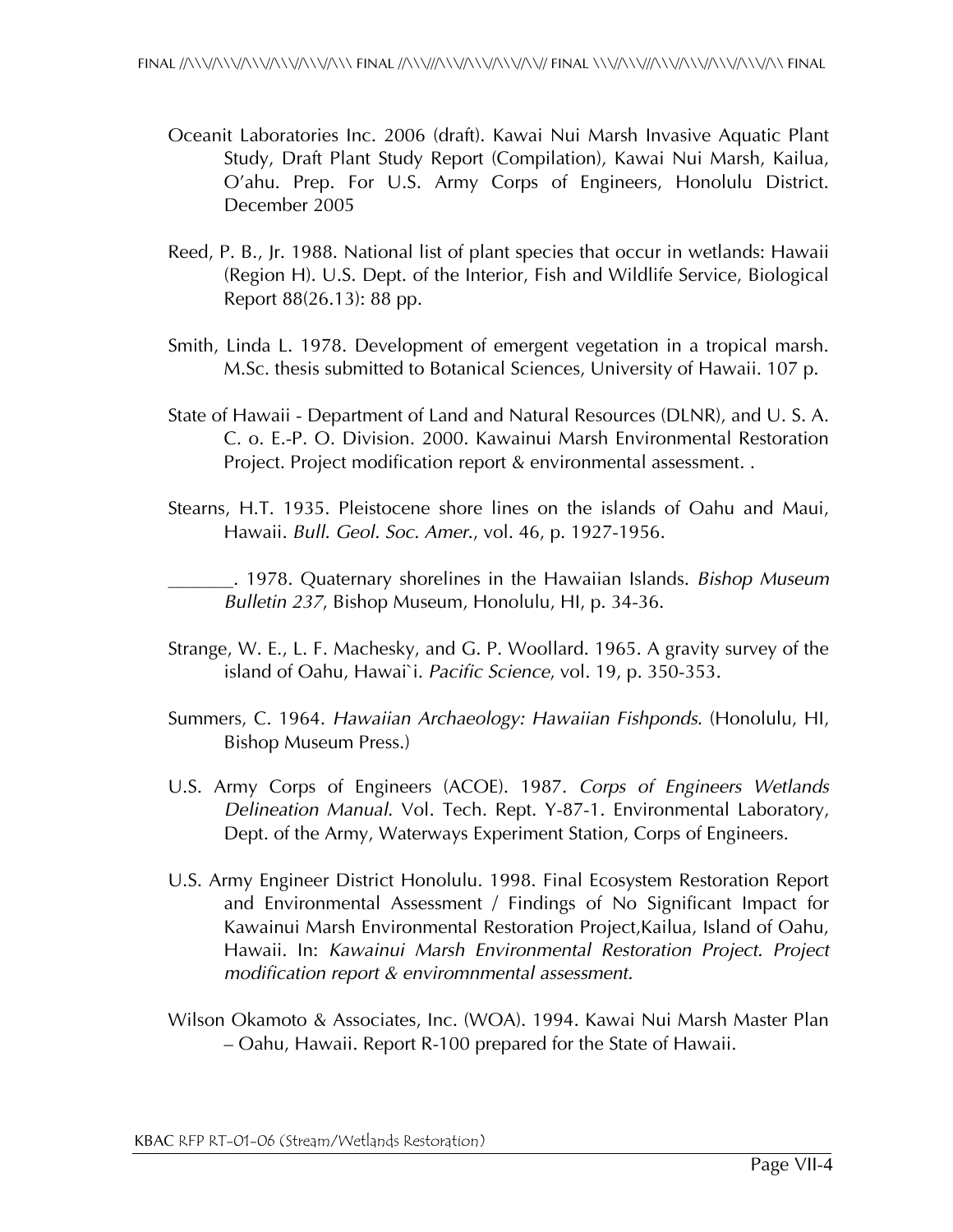Oceanit Laboratories Inc. 2006 (draft). Kawai Nui Marsh Invasive Aquatic Plant Study, Draft Plant Study Report (Compilation), Kawai Nui Marsh, Kailua, O'ahu. Prep. For U.S. Army Corps of Engineers, Honolulu District. December 2005

Reed, P. B., Jr. 1988. National list of plant species that occur in wetlands: Hawaii (Region H). U.S. Dept. of the Interior, Fish and Wildlife Service, Biological Report 88(26.13): 88 pp.

Smith, Linda L. 1978. Development of emergent vegetation in a tropical marsh. M.Sc. thesis submitted to Botanical Sciences, University of Hawaii. 107 p.

State of Hawaii - Department of Land and Natural Resources (DLNR), and U. S. A. C. o. E.-P. O. Division. 2000. Kawainui Marsh Environmental Restoration Project. Project modification report & environmental assessment. .

Stearns, H.T. 1935. Pleistocene shore lines on the islands of Oahu and Maui, Hawaii. *Bull. Geol. Soc. Amer.*, vol. 46, p. 1927-1956.

_______. 1978. Quaternary shorelines in the Hawaiian Islands. *Bishop Museum Bulletin 237*, Bishop Museum, Honolulu, HI, p. 34-36.

Strange, W. E., L. F. Machesky, and G. P. Woollard. 1965. A gravity survey of the island of Oahu, Hawai`i. *Pacific Science*, vol. 19, p. 350-353.

Summers, C. 1964. *Hawaiian Archaeology: Hawaiian Fishponds*. (Honolulu, HI, Bishop Museum Press.)

U.S. Army Corps of Engineers (ACOE). 1987. *Corps of Engineers Wetlands Delineation Manual*. Vol. Tech. Rept. Y-87-1. Environmental Laboratory, Dept. of the Army, Waterways Experiment Station, Corps of Engineers.

U.S. Army Engineer District Honolulu. 1998. Final Ecosystem Restoration Report and Environmental Assessment / Findings of No Significant Impact for Kawainui Marsh Environmental Restoration Project,Kailua, Island of Oahu, Hawaii. In: *Kawainui Marsh Environmental Restoration Project. Project modification report & enviromnmental assessment.*

Wilson Okamoto & Associates, Inc. (WOA). 1994. Kawai Nui Marsh Master Plan – Oahu, Hawaii. Report R-100 prepared for the State of Hawaii.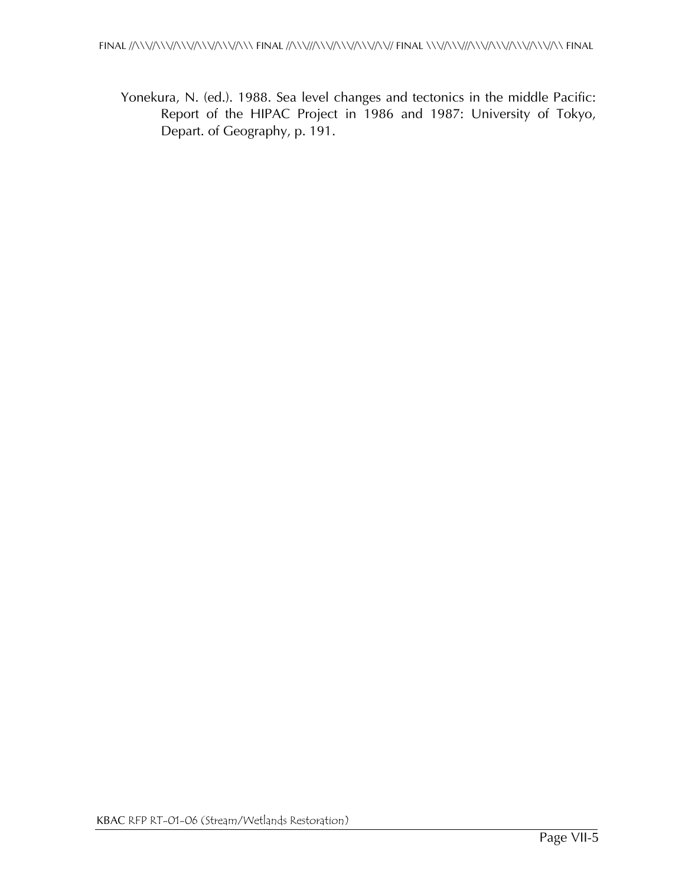Yonekura, N. (ed.). 1988. Sea level changes and tectonics in the middle Pacific: Report of the HIPAC Project in 1986 and 1987: University of Tokyo, Depart. of Geography, p. 191.